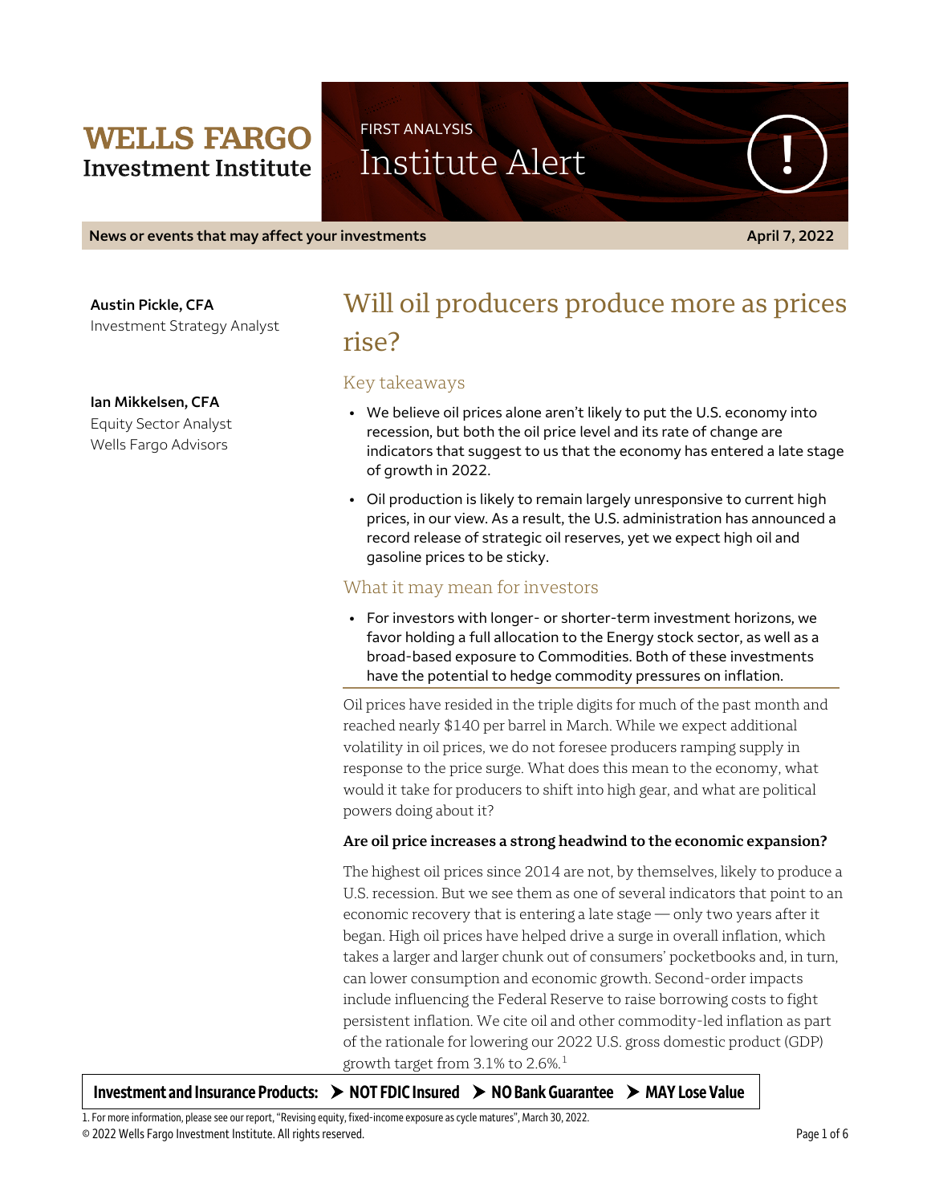**WELLS FARGO**
**Investment Institute**

FIRST ANALYSIS
Institute Alert

**News or events that may affect your investments** — **April 7, 2022**

**Austin Pickle, CFA**
Investment Strategy Analyst

**Ian Mikkelsen, CFA**
Equity Sector Analyst
Wells Fargo Advisors

# Will oil producers produce more as prices rise?

## Key takeaways

- We believe oil prices alone aren't likely to put the U.S. economy into recession, but both the oil price level and its rate of change are indicators that suggest to us that the economy has entered a late stage of growth in 2022.
- Oil production is likely to remain largely unresponsive to current high prices, in our view. As a result, the U.S. administration has announced a record release of strategic oil reserves, yet we expect high oil and gasoline prices to be sticky.

## What it may mean for investors

- For investors with longer- or shorter-term investment horizons, we favor holding a full allocation to the Energy stock sector, as well as a broad-based exposure to Commodities. Both of these investments have the potential to hedge commodity pressures on inflation.

Oil prices have resided in the triple digits for much of the past month and reached nearly $140 per barrel in March. While we expect additional volatility in oil prices, we do not foresee producers ramping supply in response to the price surge. What does this mean to the economy, what would it take for producers to shift into high gear, and what are political powers doing about it?

**Are oil price increases a strong headwind to the economic expansion?**

The highest oil prices since 2014 are not, by themselves, likely to produce a U.S. recession. But we see them as one of several indicators that point to an economic recovery that is entering a late stage — only two years after it began. High oil prices have helped drive a surge in overall inflation, which takes a larger and larger chunk out of consumers' pocketbooks and, in turn, can lower consumption and economic growth. Second-order impacts include influencing the Federal Reserve to raise borrowing costs to fight persistent inflation. We cite oil and other commodity-led inflation as part of the rationale for lowering our 2022 U.S. gross domestic product (GDP) growth target from 3.1% to 2.6%.[1]

**Investment and Insurance Products: ➤ NOT FDIC Insured ➤ NO Bank Guarantee ➤ MAY Lose Value**

1. For more information, please see our report, "Revising equity, fixed-income exposure as cycle matures", March 30, 2022.

© 2022 Wells Fargo Investment Institute. All rights reserved.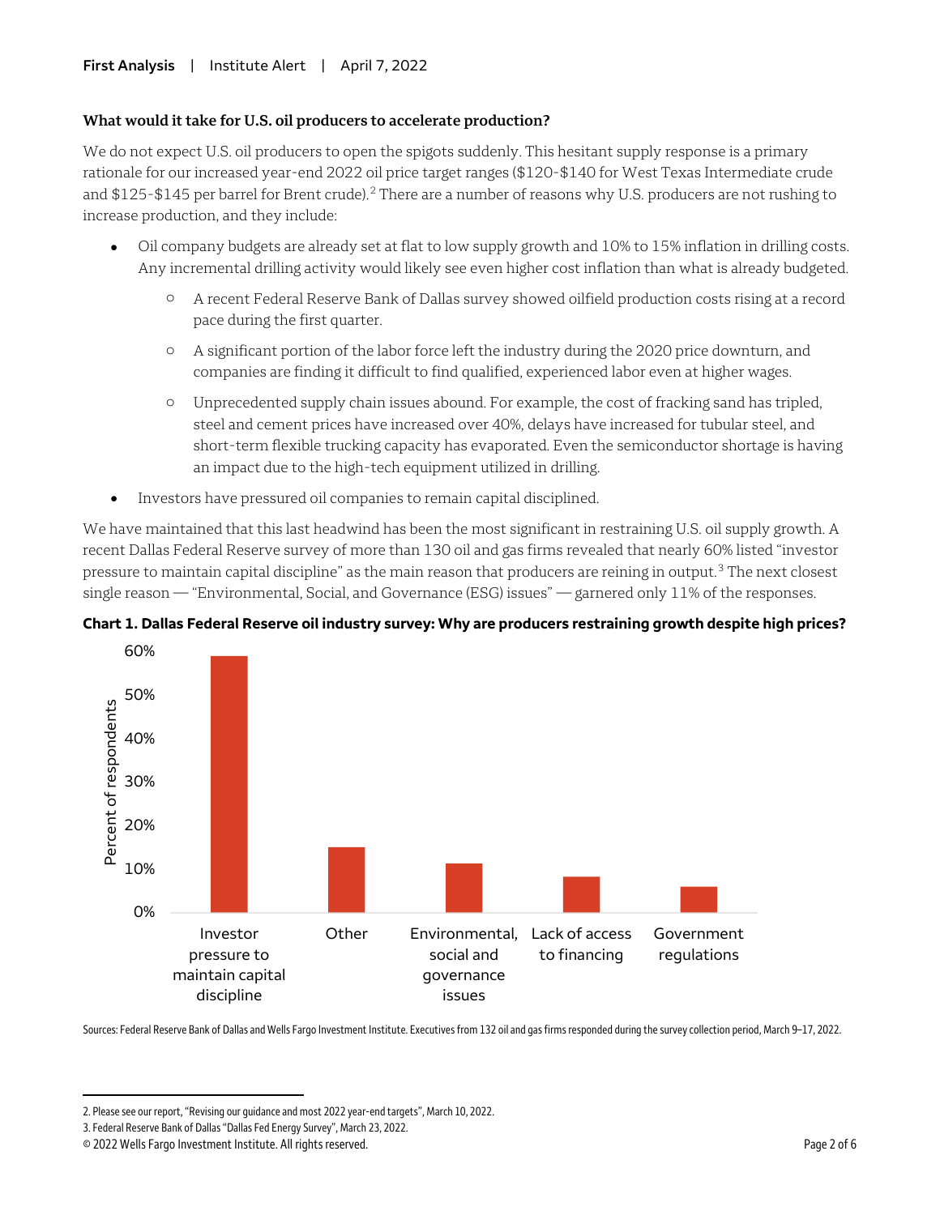**What would it take for U.S. oil producers to accelerate production?**

We do not expect U.S. oil producers to open the spigots suddenly. This hesitant supply response is a primary rationale for our increased year-end 2022 oil price target ranges ($120-$140 for West Texas Intermediate crude and $125-$145 per barrel for Brent crude).[2] There are a number of reasons why U.S. producers are not rushing to increase production, and they include:

- Oil company budgets are already set at flat to low supply growth and 10% to 15% inflation in drilling costs. Any incremental drilling activity would likely see even higher cost inflation than what is already budgeted.
  - A recent Federal Reserve Bank of Dallas survey showed oilfield production costs rising at a record pace during the first quarter.
  - A significant portion of the labor force left the industry during the 2020 price downturn, and companies are finding it difficult to find qualified, experienced labor even at higher wages.
  - Unprecedented supply chain issues abound. For example, the cost of fracking sand has tripled, steel and cement prices have increased over 40%, delays have increased for tubular steel, and short-term flexible trucking capacity has evaporated. Even the semiconductor shortage is having an impact due to the high-tech equipment utilized in drilling.
- Investors have pressured oil companies to remain capital disciplined.

We have maintained that this last headwind has been the most significant in restraining U.S. oil supply growth. A recent Dallas Federal Reserve survey of more than 130 oil and gas firms revealed that nearly 60% listed "investor pressure to maintain capital discipline" as the main reason that producers are reining in output.[3] The next closest single reason — "Environmental, Social, and Governance (ESG) issues" — garnered only 11% of the responses.

**Chart 1. Dallas Federal Reserve oil industry survey: Why are producers restraining growth despite high prices?**

| Reason | Percent of respondents |
|---|---|
| Investor pressure to maintain capital discipline | ~59% |
| Other | ~15% |
| Environmental, social and governance issues | ~11% |
| Lack of access to financing | ~8% |
| Government regulations | ~6% |

Sources: Federal Reserve Bank of Dallas and Wells Fargo Investment Institute. Executives from 132 oil and gas firms responded during the survey collection period, March 9–17, 2022.

2. Please see our report, "Revising our guidance and most 2022 year-end targets", March 10, 2022.

3. Federal Reserve Bank of Dallas "Dallas Fed Energy Survey", March 23, 2022.

© 2022 Wells Fargo Investment Institute. All rights reserved.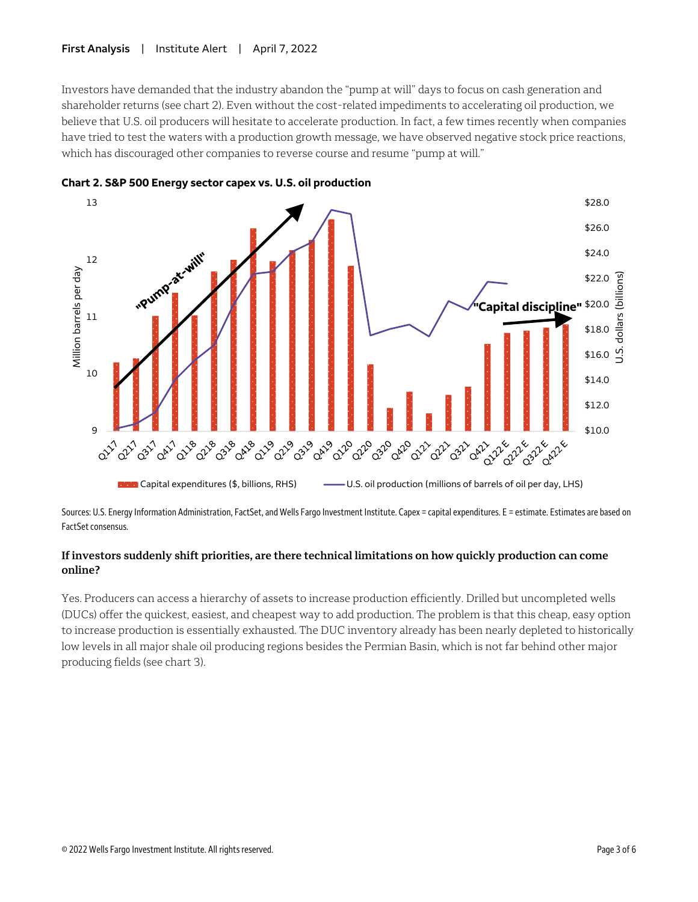Investors have demanded that the industry abandon the "pump at will" days to focus on cash generation and shareholder returns (see chart 2). Even without the cost-related impediments to accelerating oil production, we believe that U.S. oil producers will hesitate to accelerate production. In fact, a few times recently when companies have tried to test the waters with a production growth message, we have observed negative stock price reactions, which has discouraged other companies to reverse course and resume "pump at will."

**Chart 2. S&P 500 Energy sector capex vs. U.S. oil production**

Sources: U.S. Energy Information Administration, FactSet, and Wells Fargo Investment Institute. Capex = capital expenditures. E = estimate. Estimates are based on FactSet consensus.

### If investors suddenly shift priorities, are there technical limitations on how quickly production can come online?

Yes. Producers can access a hierarchy of assets to increase production efficiently. Drilled but uncompleted wells (DUCs) offer the quickest, easiest, and cheapest way to add production. The problem is that this cheap, easy option to increase production is essentially exhausted. The DUC inventory already has been nearly depleted to historically low levels in all major shale oil producing regions besides the Permian Basin, which is not far behind other major producing fields (see chart 3).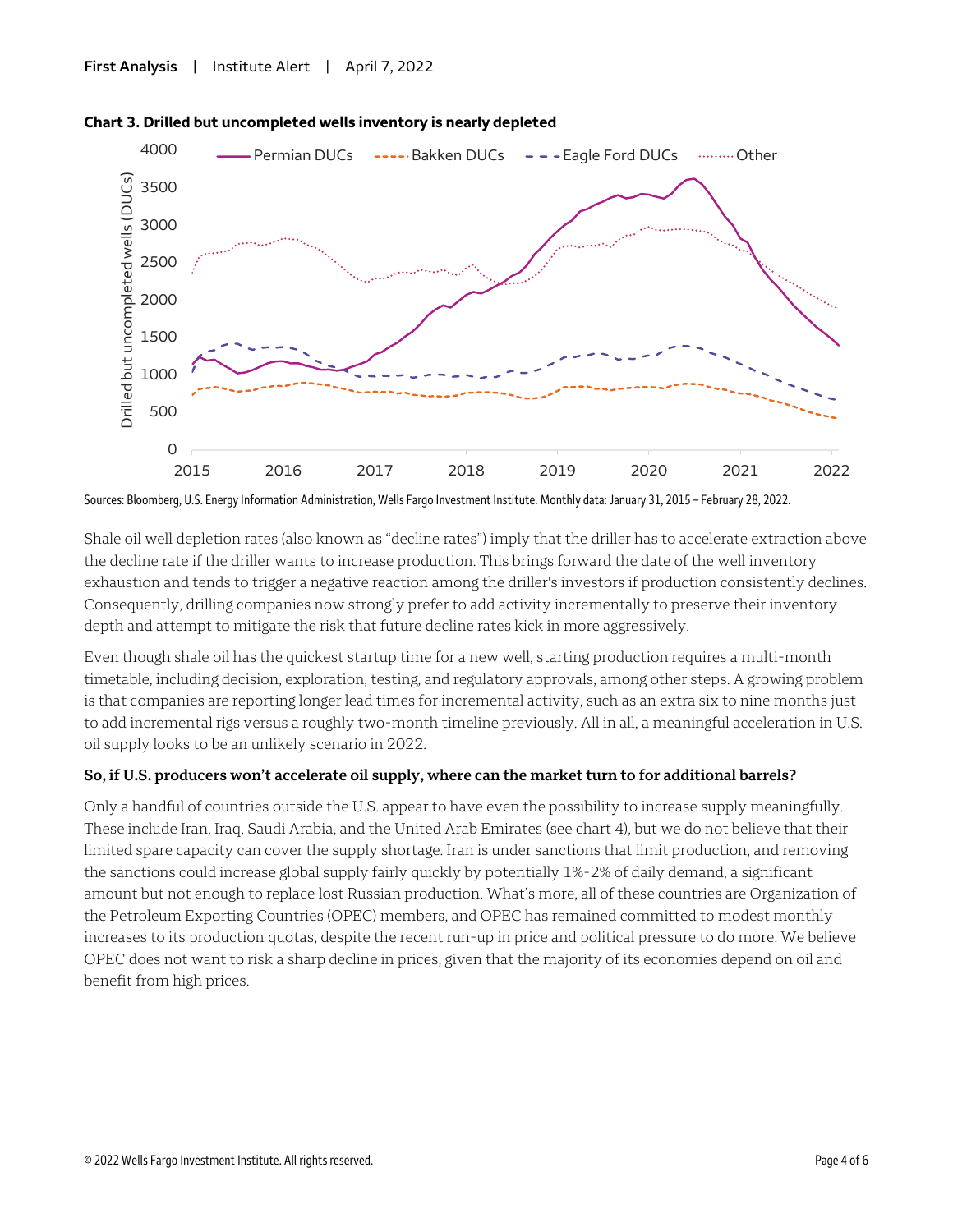**Chart 3. Drilled but uncompleted wells inventory is nearly depleted**

Sources: Bloomberg, U.S. Energy Information Administration, Wells Fargo Investment Institute. Monthly data: January 31, 2015 – February 28, 2022.

Shale oil well depletion rates (also known as "decline rates") imply that the driller has to accelerate extraction above the decline rate if the driller wants to increase production. This brings forward the date of the well inventory exhaustion and tends to trigger a negative reaction among the driller's investors if production consistently declines. Consequently, drilling companies now strongly prefer to add activity incrementally to preserve their inventory depth and attempt to mitigate the risk that future decline rates kick in more aggressively.

Even though shale oil has the quickest startup time for a new well, starting production requires a multi-month timetable, including decision, exploration, testing, and regulatory approvals, among other steps. A growing problem is that companies are reporting longer lead times for incremental activity, such as an extra six to nine months just to add incremental rigs versus a roughly two-month timeline previously. All in all, a meaningful acceleration in U.S. oil supply looks to be an unlikely scenario in 2022.

**So, if U.S. producers won't accelerate oil supply, where can the market turn to for additional barrels?**

Only a handful of countries outside the U.S. appear to have even the possibility to increase supply meaningfully. These include Iran, Iraq, Saudi Arabia, and the United Arab Emirates (see chart 4), but we do not believe that their limited spare capacity can cover the supply shortage. Iran is under sanctions that limit production, and removing the sanctions could increase global supply fairly quickly by potentially 1%-2% of daily demand, a significant amount but not enough to replace lost Russian production. What's more, all of these countries are Organization of the Petroleum Exporting Countries (OPEC) members, and OPEC has remained committed to modest monthly increases to its production quotas, despite the recent run-up in price and political pressure to do more. We believe OPEC does not want to risk a sharp decline in prices, given that the majority of its economies depend on oil and benefit from high prices.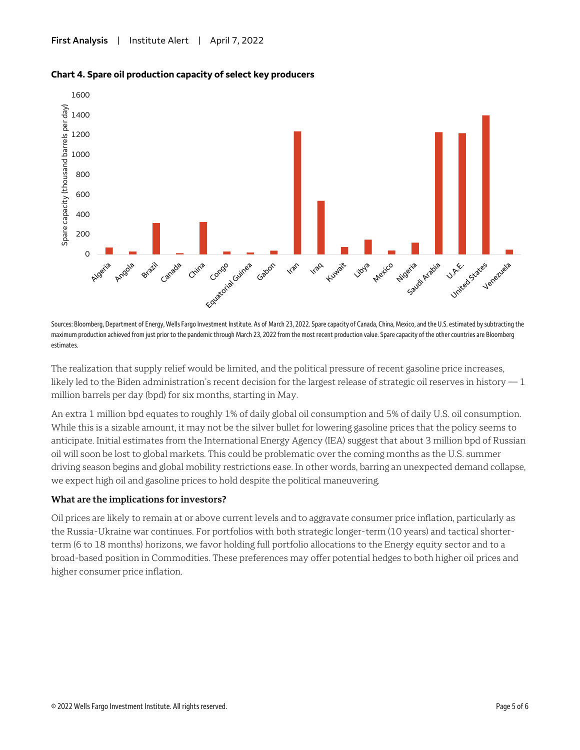**Chart 4. Spare oil production capacity of select key producers**

Sources: Bloomberg, Department of Energy, Wells Fargo Investment Institute. As of March 23, 2022. Spare capacity of Canada, China, Mexico, and the U.S. estimated by subtracting the maximum production achieved from just prior to the pandemic through March 23, 2022 from the most recent production value. Spare capacity of the other countries are Bloomberg estimates.

The realization that supply relief would be limited, and the political pressure of recent gasoline price increases, likely led to the Biden administration's recent decision for the largest release of strategic oil reserves in history — 1 million barrels per day (bpd) for six months, starting in May.

An extra 1 million bpd equates to roughly 1% of daily global oil consumption and 5% of daily U.S. oil consumption. While this is a sizable amount, it may not be the silver bullet for lowering gasoline prices that the policy seems to anticipate. Initial estimates from the International Energy Agency (IEA) suggest that about 3 million bpd of Russian oil will soon be lost to global markets. This could be problematic over the coming months as the U.S. summer driving season begins and global mobility restrictions ease. In other words, barring an unexpected demand collapse, we expect high oil and gasoline prices to hold despite the political maneuvering.

### What are the implications for investors?

Oil prices are likely to remain at or above current levels and to aggravate consumer price inflation, particularly as the Russia-Ukraine war continues. For portfolios with both strategic longer-term (10 years) and tactical shorter-term (6 to 18 months) horizons, we favor holding full portfolio allocations to the Energy equity sector and to a broad-based position in Commodities. These preferences may offer potential hedges to both higher oil prices and higher consumer price inflation.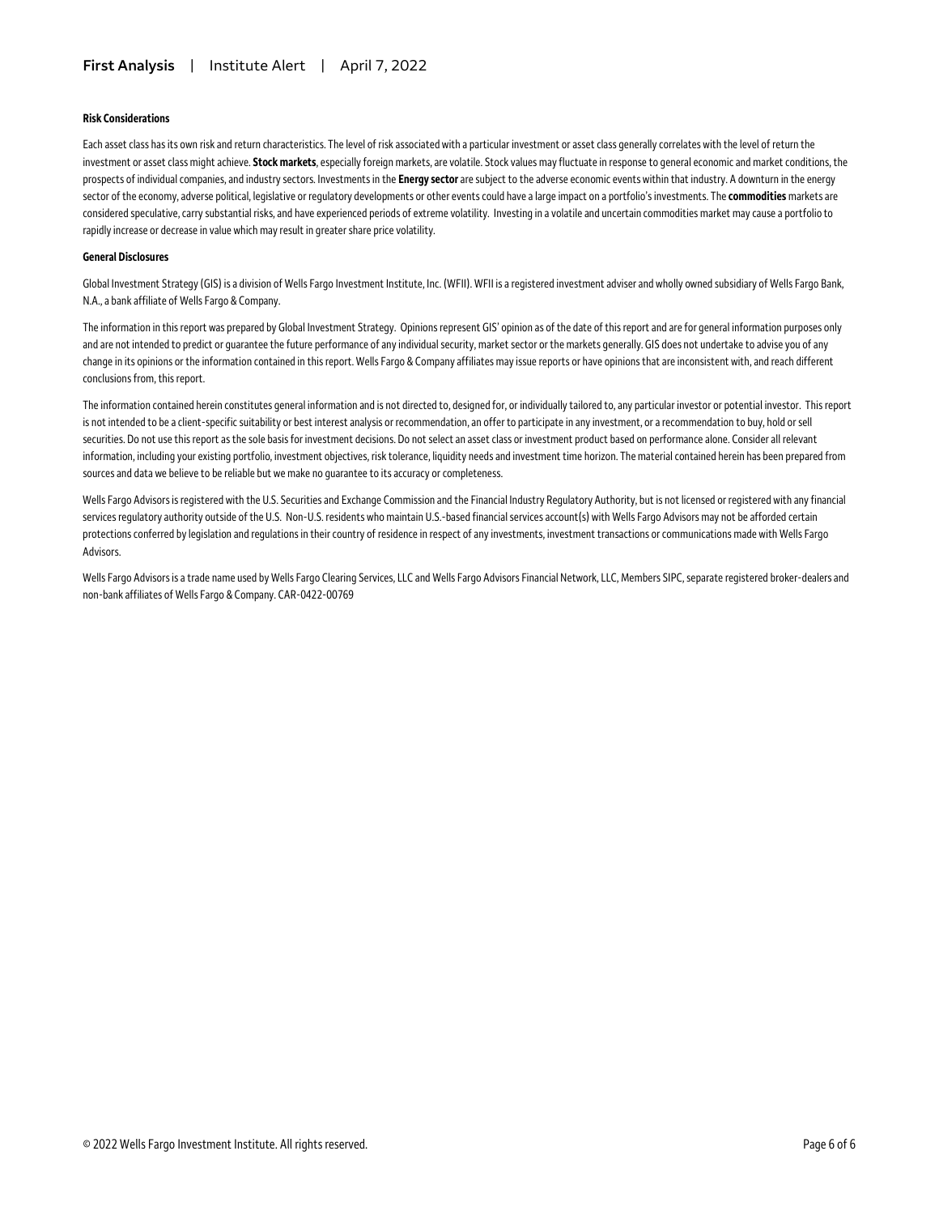**Risk Considerations**

Each asset class has its own risk and return characteristics. The level of risk associated with a particular investment or asset class generally correlates with the level of return the investment or asset class might achieve. **Stock markets**, especially foreign markets, are volatile. Stock values may fluctuate in response to general economic and market conditions, the prospects of individual companies, and industry sectors. Investments in the **Energy sector** are subject to the adverse economic events within that industry. A downturn in the energy sector of the economy, adverse political, legislative or regulatory developments or other events could have a large impact on a portfolio's investments. The **commodities** markets are considered speculative, carry substantial risks, and have experienced periods of extreme volatility. Investing in a volatile and uncertain commodities market may cause a portfolio to rapidly increase or decrease in value which may result in greater share price volatility.

**General Disclosures**

Global Investment Strategy (GIS) is a division of Wells Fargo Investment Institute, Inc. (WFII). WFII is a registered investment adviser and wholly owned subsidiary of Wells Fargo Bank, N.A., a bank affiliate of Wells Fargo & Company.

The information in this report was prepared by Global Investment Strategy. Opinions represent GIS' opinion as of the date of this report and are for general information purposes only and are not intended to predict or guarantee the future performance of any individual security, market sector or the markets generally. GIS does not undertake to advise you of any change in its opinions or the information contained in this report. Wells Fargo & Company affiliates may issue reports or have opinions that are inconsistent with, and reach different conclusions from, this report.

The information contained herein constitutes general information and is not directed to, designed for, or individually tailored to, any particular investor or potential investor. This report is not intended to be a client-specific suitability or best interest analysis or recommendation, an offer to participate in any investment, or a recommendation to buy, hold or sell securities. Do not use this report as the sole basis for investment decisions. Do not select an asset class or investment product based on performance alone. Consider all relevant information, including your existing portfolio, investment objectives, risk tolerance, liquidity needs and investment time horizon. The material contained herein has been prepared from sources and data we believe to be reliable but we make no guarantee to its accuracy or completeness.

Wells Fargo Advisors is registered with the U.S. Securities and Exchange Commission and the Financial Industry Regulatory Authority, but is not licensed or registered with any financial services regulatory authority outside of the U.S. Non-U.S. residents who maintain U.S.-based financial services account(s) with Wells Fargo Advisors may not be afforded certain protections conferred by legislation and regulations in their country of residence in respect of any investments, investment transactions or communications made with Wells Fargo Advisors.

Wells Fargo Advisors is a trade name used by Wells Fargo Clearing Services, LLC and Wells Fargo Advisors Financial Network, LLC, Members SIPC, separate registered broker-dealers and non-bank affiliates of Wells Fargo & Company. CAR-0422-00769

© 2022 Wells Fargo Investment Institute. All rights reserved.